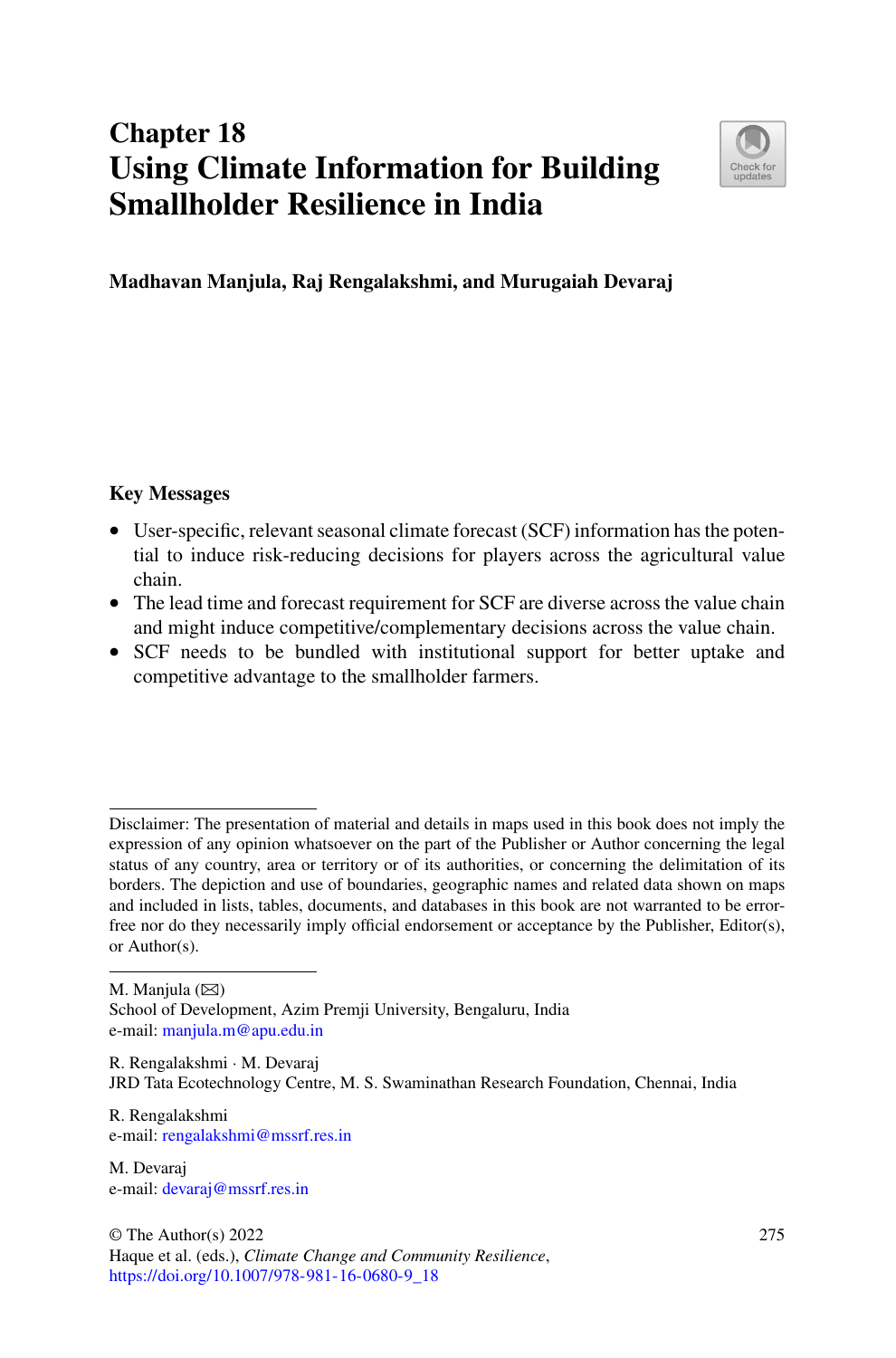# Chapter 18
# Using Climate Information for Building Smallholder Resilience in India

**Madhavan Manjula, Raj Rengalakshmi, and Murugaiah Devaraj**

### Key Messages

- User-specific, relevant seasonal climate forecast (SCF) information has the potential to induce risk-reducing decisions for players across the agricultural value chain.
- The lead time and forecast requirement for SCF are diverse across the value chain and might induce competitive/complementary decisions across the value chain.
- SCF needs to be bundled with institutional support for better uptake and competitive advantage to the smallholder farmers.

---

Disclaimer: The presentation of material and details in maps used in this book does not imply the expression of any opinion whatsoever on the part of the Publisher or Author concerning the legal status of any country, area or territory or of its authorities, or concerning the delimitation of its borders. The depiction and use of boundaries, geographic names and related data shown on maps and included in lists, tables, documents, and databases in this book are not warranted to be error-free nor do they necessarily imply official endorsement or acceptance by the Publisher, Editor(s), or Author(s).

---

M. Manjula (✉)
School of Development, Azim Premji University, Bengaluru, India
e-mail: manjula.m@apu.edu.in

R. Rengalakshmi · M. Devaraj
JRD Tata Ecotechnology Centre, M. S. Swaminathan Research Foundation, Chennai, India

R. Rengalakshmi
e-mail: rengalakshmi@mssrf.res.in

M. Devaraj
e-mail: devaraj@mssrf.res.in

© The Author(s) 2022
Haque et al. (eds.), *Climate Change and Community Resilience*,
https://doi.org/10.1007/978-981-16-0680-9_18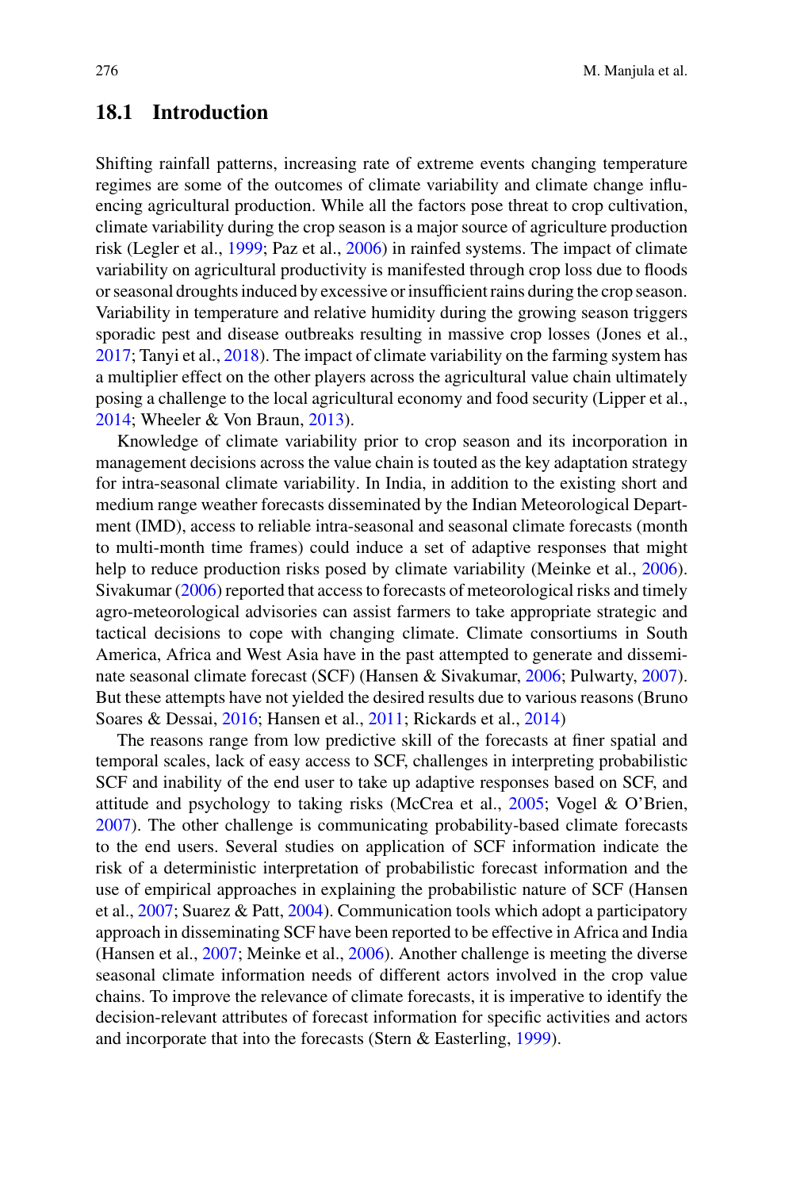## 18.1 Introduction

Shifting rainfall patterns, increasing rate of extreme events changing temperature regimes are some of the outcomes of climate variability and climate change influencing agricultural production. While all the factors pose threat to crop cultivation, climate variability during the crop season is a major source of agriculture production risk (Legler et al., 1999; Paz et al., 2006) in rainfed systems. The impact of climate variability on agricultural productivity is manifested through crop loss due to floods or seasonal droughts induced by excessive or insufficient rains during the crop season. Variability in temperature and relative humidity during the growing season triggers sporadic pest and disease outbreaks resulting in massive crop losses (Jones et al., 2017; Tanyi et al., 2018). The impact of climate variability on the farming system has a multiplier effect on the other players across the agricultural value chain ultimately posing a challenge to the local agricultural economy and food security (Lipper et al., 2014; Wheeler & Von Braun, 2013).

Knowledge of climate variability prior to crop season and its incorporation in management decisions across the value chain is touted as the key adaptation strategy for intra-seasonal climate variability. In India, in addition to the existing short and medium range weather forecasts disseminated by the Indian Meteorological Department (IMD), access to reliable intra-seasonal and seasonal climate forecasts (month to multi-month time frames) could induce a set of adaptive responses that might help to reduce production risks posed by climate variability (Meinke et al., 2006). Sivakumar (2006) reported that access to forecasts of meteorological risks and timely agro-meteorological advisories can assist farmers to take appropriate strategic and tactical decisions to cope with changing climate. Climate consortiums in South America, Africa and West Asia have in the past attempted to generate and disseminate seasonal climate forecast (SCF) (Hansen & Sivakumar, 2006; Pulwarty, 2007). But these attempts have not yielded the desired results due to various reasons (Bruno Soares & Dessai, 2016; Hansen et al., 2011; Rickards et al., 2014)

The reasons range from low predictive skill of the forecasts at finer spatial and temporal scales, lack of easy access to SCF, challenges in interpreting probabilistic SCF and inability of the end user to take up adaptive responses based on SCF, and attitude and psychology to taking risks (McCrea et al., 2005; Vogel & O'Brien, 2007). The other challenge is communicating probability-based climate forecasts to the end users. Several studies on application of SCF information indicate the risk of a deterministic interpretation of probabilistic forecast information and the use of empirical approaches in explaining the probabilistic nature of SCF (Hansen et al., 2007; Suarez & Patt, 2004). Communication tools which adopt a participatory approach in disseminating SCF have been reported to be effective in Africa and India (Hansen et al., 2007; Meinke et al., 2006). Another challenge is meeting the diverse seasonal climate information needs of different actors involved in the crop value chains. To improve the relevance of climate forecasts, it is imperative to identify the decision-relevant attributes of forecast information for specific activities and actors and incorporate that into the forecasts (Stern & Easterling, 1999).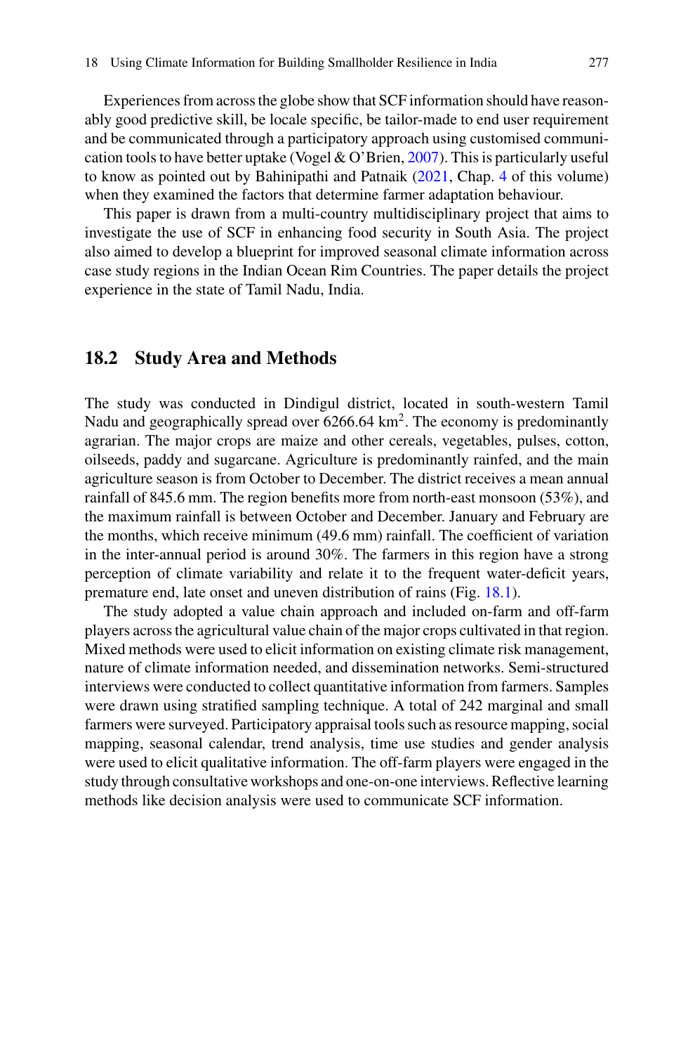Experiences from across the globe show that SCF information should have reasonably good predictive skill, be locale specific, be tailor-made to end user requirement and be communicated through a participatory approach using customised communication tools to have better uptake (Vogel & O'Brien, 2007). This is particularly useful to know as pointed out by Bahinipathi and Patnaik (2021, Chap. 4 of this volume) when they examined the factors that determine farmer adaptation behaviour.

This paper is drawn from a multi-country multidisciplinary project that aims to investigate the use of SCF in enhancing food security in South Asia. The project also aimed to develop a blueprint for improved seasonal climate information across case study regions in the Indian Ocean Rim Countries. The paper details the project experience in the state of Tamil Nadu, India.

## 18.2 Study Area and Methods

The study was conducted in Dindigul district, located in south-western Tamil Nadu and geographically spread over 6266.64 km$^2$. The economy is predominantly agrarian. The major crops are maize and other cereals, vegetables, pulses, cotton, oilseeds, paddy and sugarcane. Agriculture is predominantly rainfed, and the main agriculture season is from October to December. The district receives a mean annual rainfall of 845.6 mm. The region benefits more from north-east monsoon (53%), and the maximum rainfall is between October and December. January and February are the months, which receive minimum (49.6 mm) rainfall. The coefficient of variation in the inter-annual period is around 30%. The farmers in this region have a strong perception of climate variability and relate it to the frequent water-deficit years, premature end, late onset and uneven distribution of rains (Fig. 18.1).

The study adopted a value chain approach and included on-farm and off-farm players across the agricultural value chain of the major crops cultivated in that region. Mixed methods were used to elicit information on existing climate risk management, nature of climate information needed, and dissemination networks. Semi-structured interviews were conducted to collect quantitative information from farmers. Samples were drawn using stratified sampling technique. A total of 242 marginal and small farmers were surveyed. Participatory appraisal tools such as resource mapping, social mapping, seasonal calendar, trend analysis, time use studies and gender analysis were used to elicit qualitative information. The off-farm players were engaged in the study through consultative workshops and one-on-one interviews. Reflective learning methods like decision analysis were used to communicate SCF information.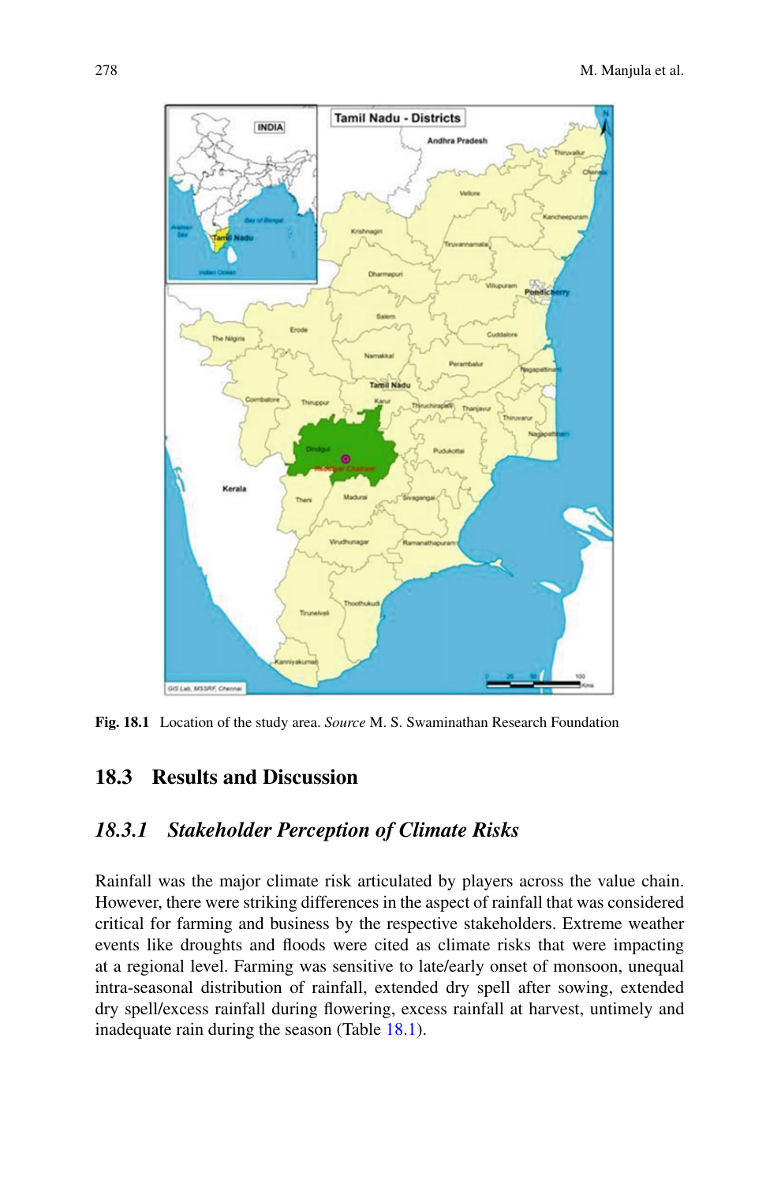Fig. 18.1 Location of the study area. *Source* M. S. Swaminathan Research Foundation

## 18.3 Results and Discussion

### *18.3.1 Stakeholder Perception of Climate Risks*

Rainfall was the major climate risk articulated by players across the value chain. However, there were striking differences in the aspect of rainfall that was considered critical for farming and business by the respective stakeholders. Extreme weather events like droughts and floods were cited as climate risks that were impacting at a regional level. Farming was sensitive to late/early onset of monsoon, unequal intra-seasonal distribution of rainfall, extended dry spell after sowing, extended dry spell/excess rainfall during flowering, excess rainfall at harvest, untimely and inadequate rain during the season (Table 18.1).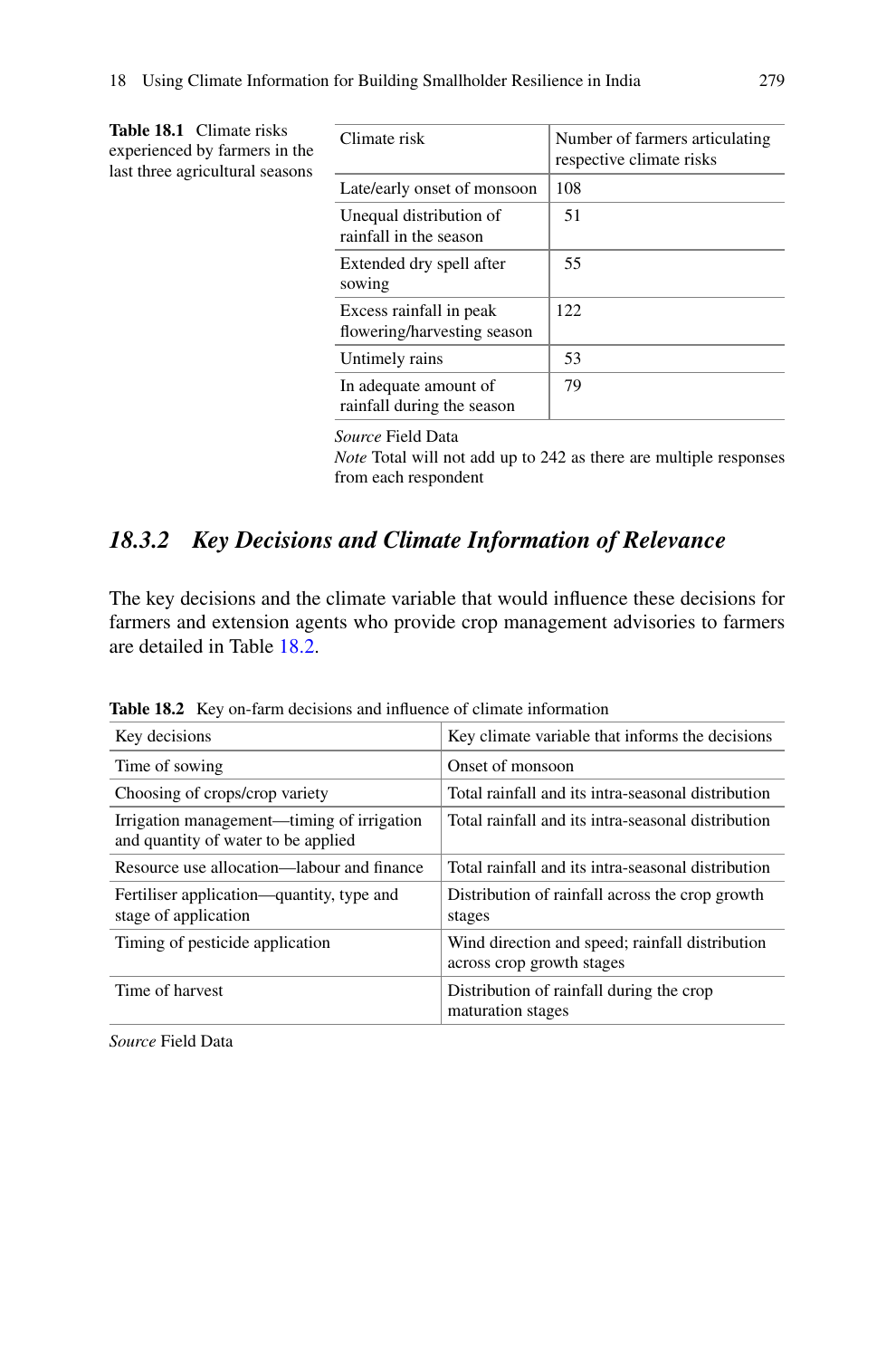**Table 18.1** Climate risks experienced by farmers in the last three agricultural seasons

| Climate risk | Number of farmers articulating respective climate risks |
|---|---|
| Late/early onset of monsoon | 108 |
| Unequal distribution of rainfall in the season | 51 |
| Extended dry spell after sowing | 55 |
| Excess rainfall in peak flowering/harvesting season | 122 |
| Untimely rains | 53 |
| In adequate amount of rainfall during the season | 79 |

*Source* Field Data
*Note* Total will not add up to 242 as there are multiple responses from each respondent

### *18.3.2 Key Decisions and Climate Information of Relevance*

The key decisions and the climate variable that would influence these decisions for farmers and extension agents who provide crop management advisories to farmers are detailed in Table 18.2.

**Table 18.2** Key on-farm decisions and influence of climate information

| Key decisions | Key climate variable that informs the decisions |
|---|---|
| Time of sowing | Onset of monsoon |
| Choosing of crops/crop variety | Total rainfall and its intra-seasonal distribution |
| Irrigation management—timing of irrigation and quantity of water to be applied | Total rainfall and its intra-seasonal distribution |
| Resource use allocation—labour and finance | Total rainfall and its intra-seasonal distribution |
| Fertiliser application—quantity, type and stage of application | Distribution of rainfall across the crop growth stages |
| Timing of pesticide application | Wind direction and speed; rainfall distribution across crop growth stages |
| Time of harvest | Distribution of rainfall during the crop maturation stages |

*Source* Field Data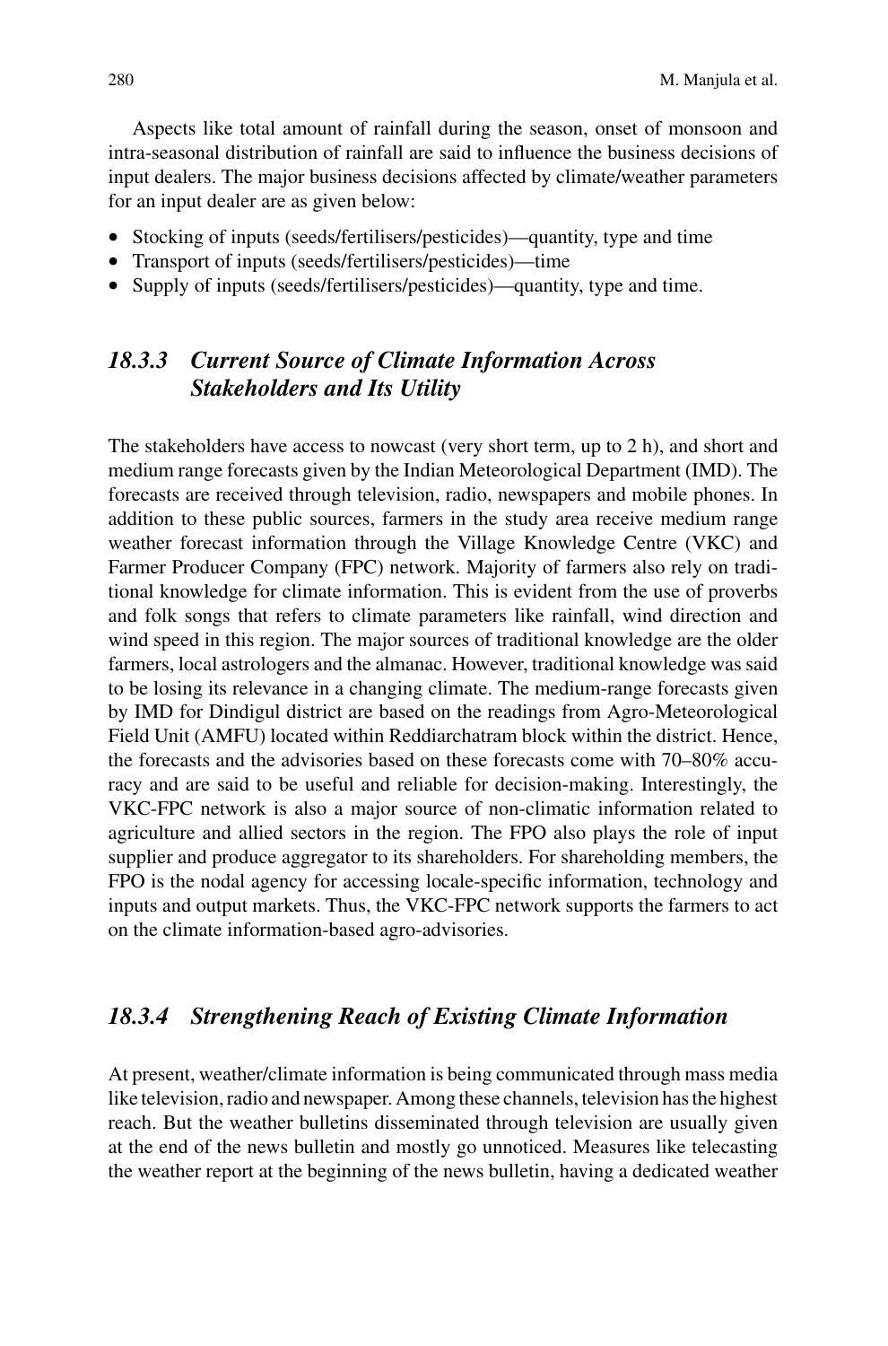Aspects like total amount of rainfall during the season, onset of monsoon and intra-seasonal distribution of rainfall are said to influence the business decisions of input dealers. The major business decisions affected by climate/weather parameters for an input dealer are as given below:

- Stocking of inputs (seeds/fertilisers/pesticides)—quantity, type and time
- Transport of inputs (seeds/fertilisers/pesticides)—time
- Supply of inputs (seeds/fertilisers/pesticides)—quantity, type and time.

### *18.3.3 Current Source of Climate Information Across Stakeholders and Its Utility*

The stakeholders have access to nowcast (very short term, up to 2 h), and short and medium range forecasts given by the Indian Meteorological Department (IMD). The forecasts are received through television, radio, newspapers and mobile phones. In addition to these public sources, farmers in the study area receive medium range weather forecast information through the Village Knowledge Centre (VKC) and Farmer Producer Company (FPC) network. Majority of farmers also rely on traditional knowledge for climate information. This is evident from the use of proverbs and folk songs that refers to climate parameters like rainfall, wind direction and wind speed in this region. The major sources of traditional knowledge are the older farmers, local astrologers and the almanac. However, traditional knowledge was said to be losing its relevance in a changing climate. The medium-range forecasts given by IMD for Dindigul district are based on the readings from Agro-Meteorological Field Unit (AMFU) located within Reddiarchatram block within the district. Hence, the forecasts and the advisories based on these forecasts come with 70–80% accuracy and are said to be useful and reliable for decision-making. Interestingly, the VKC-FPC network is also a major source of non-climatic information related to agriculture and allied sectors in the region. The FPO also plays the role of input supplier and produce aggregator to its shareholders. For shareholding members, the FPO is the nodal agency for accessing locale-specific information, technology and inputs and output markets. Thus, the VKC-FPC network supports the farmers to act on the climate information-based agro-advisories.

### *18.3.4 Strengthening Reach of Existing Climate Information*

At present, weather/climate information is being communicated through mass media like television, radio and newspaper. Among these channels, television has the highest reach. But the weather bulletins disseminated through television are usually given at the end of the news bulletin and mostly go unnoticed. Measures like telecasting the weather report at the beginning of the news bulletin, having a dedicated weather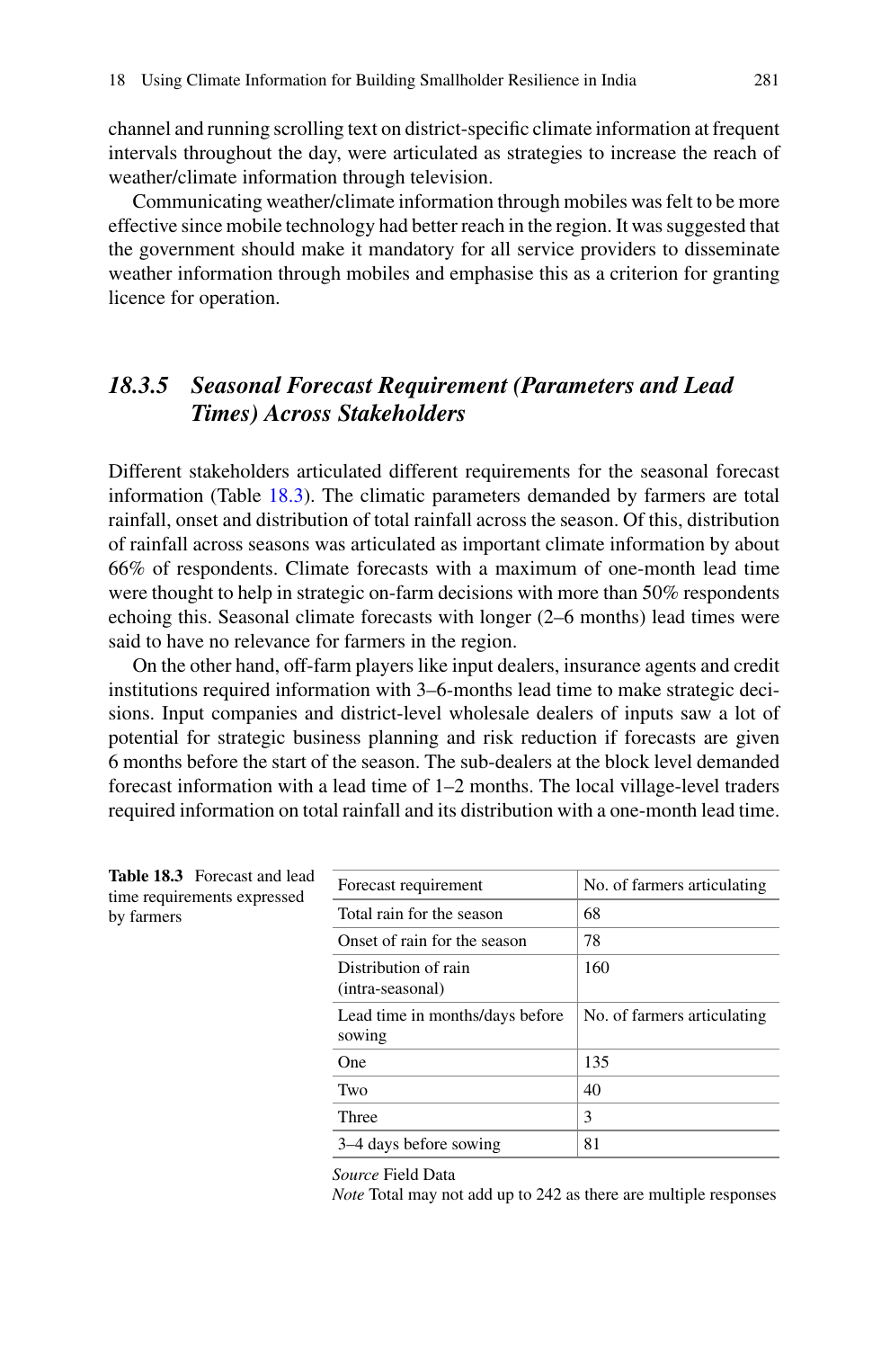channel and running scrolling text on district-specific climate information at frequent intervals throughout the day, were articulated as strategies to increase the reach of weather/climate information through television.

Communicating weather/climate information through mobiles was felt to be more effective since mobile technology had better reach in the region. It was suggested that the government should make it mandatory for all service providers to disseminate weather information through mobiles and emphasise this as a criterion for granting licence for operation.

### *18.3.5 Seasonal Forecast Requirement (Parameters and Lead Times) Across Stakeholders*

Different stakeholders articulated different requirements for the seasonal forecast information (Table 18.3). The climatic parameters demanded by farmers are total rainfall, onset and distribution of total rainfall across the season. Of this, distribution of rainfall across seasons was articulated as important climate information by about 66% of respondents. Climate forecasts with a maximum of one-month lead time were thought to help in strategic on-farm decisions with more than 50% respondents echoing this. Seasonal climate forecasts with longer (2–6 months) lead times were said to have no relevance for farmers in the region.

On the other hand, off-farm players like input dealers, insurance agents and credit institutions required information with 3–6-months lead time to make strategic decisions. Input companies and district-level wholesale dealers of inputs saw a lot of potential for strategic business planning and risk reduction if forecasts are given 6 months before the start of the season. The sub-dealers at the block level demanded forecast information with a lead time of 1–2 months. The local village-level traders required information on total rainfall and its distribution with a one-month lead time.

**Table 18.3** Forecast and lead time requirements expressed by farmers

| Forecast requirement | No. of farmers articulating |
|---|---|
| Total rain for the season | 68 |
| Onset of rain for the season | 78 |
| Distribution of rain (intra-seasonal) | 160 |
| Lead time in months/days before sowing | No. of farmers articulating |
| One | 135 |
| Two | 40 |
| Three | 3 |
| 3–4 days before sowing | 81 |

*Source* Field Data
*Note* Total may not add up to 242 as there are multiple responses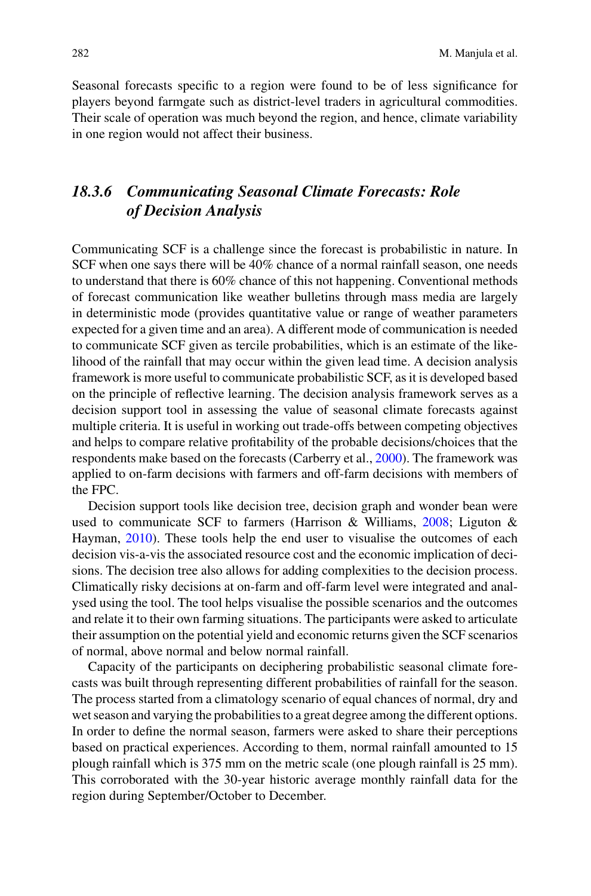Seasonal forecasts specific to a region were found to be of less significance for players beyond farmgate such as district-level traders in agricultural commodities. Their scale of operation was much beyond the region, and hence, climate variability in one region would not affect their business.

### *18.3.6 Communicating Seasonal Climate Forecasts: Role of Decision Analysis*

Communicating SCF is a challenge since the forecast is probabilistic in nature. In SCF when one says there will be 40% chance of a normal rainfall season, one needs to understand that there is 60% chance of this not happening. Conventional methods of forecast communication like weather bulletins through mass media are largely in deterministic mode (provides quantitative value or range of weather parameters expected for a given time and an area). A different mode of communication is needed to communicate SCF given as tercile probabilities, which is an estimate of the likelihood of the rainfall that may occur within the given lead time. A decision analysis framework is more useful to communicate probabilistic SCF, as it is developed based on the principle of reflective learning. The decision analysis framework serves as a decision support tool in assessing the value of seasonal climate forecasts against multiple criteria. It is useful in working out trade-offs between competing objectives and helps to compare relative profitability of the probable decisions/choices that the respondents make based on the forecasts (Carberry et al., 2000). The framework was applied to on-farm decisions with farmers and off-farm decisions with members of the FPC.

Decision support tools like decision tree, decision graph and wonder bean were used to communicate SCF to farmers (Harrison & Williams, 2008; Liguton & Hayman, 2010). These tools help the end user to visualise the outcomes of each decision vis-a-vis the associated resource cost and the economic implication of decisions. The decision tree also allows for adding complexities to the decision process. Climatically risky decisions at on-farm and off-farm level were integrated and analysed using the tool. The tool helps visualise the possible scenarios and the outcomes and relate it to their own farming situations. The participants were asked to articulate their assumption on the potential yield and economic returns given the SCF scenarios of normal, above normal and below normal rainfall.

Capacity of the participants on deciphering probabilistic seasonal climate forecasts was built through representing different probabilities of rainfall for the season. The process started from a climatology scenario of equal chances of normal, dry and wet season and varying the probabilities to a great degree among the different options. In order to define the normal season, farmers were asked to share their perceptions based on practical experiences. According to them, normal rainfall amounted to 15 plough rainfall which is 375 mm on the metric scale (one plough rainfall is 25 mm). This corroborated with the 30-year historic average monthly rainfall data for the region during September/October to December.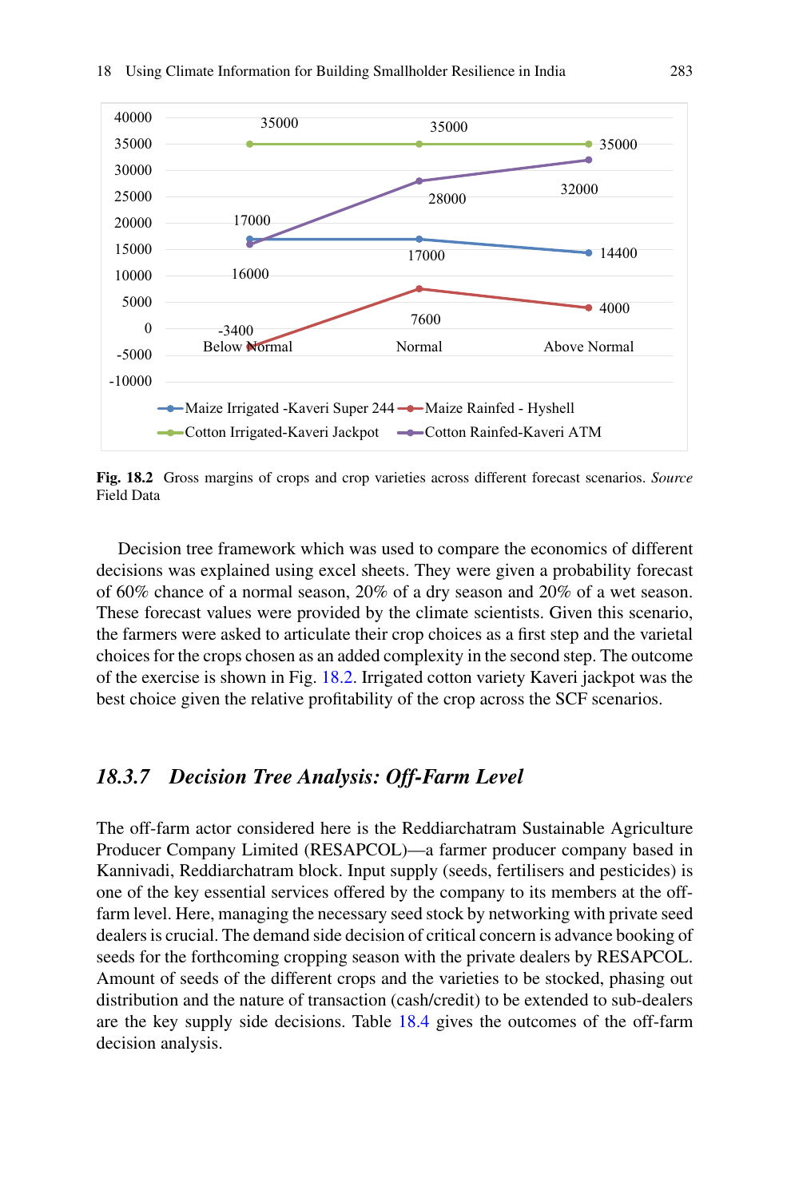| | Below Normal | Normal | Above Normal |
|---|---|---|---|
| Maize Irrigated -Kaveri Super 244 | 17000 | 17000 | 14400 |
| Maize Rainfed - Hyshell | -3400 | 7600 | 4000 |
| Cotton Irrigated-Kaveri Jackpot | 35000 | 35000 | 35000 |
| Cotton Rainfed-Kaveri ATM | 16000 | 28000 | 32000 |

**Fig. 18.2** Gross margins of crops and crop varieties across different forecast scenarios. *Source* Field Data

Decision tree framework which was used to compare the economics of different decisions was explained using excel sheets. They were given a probability forecast of 60% chance of a normal season, 20% of a dry season and 20% of a wet season. These forecast values were provided by the climate scientists. Given this scenario, the farmers were asked to articulate their crop choices as a first step and the varietal choices for the crops chosen as an added complexity in the second step. The outcome of the exercise is shown in Fig. 18.2. Irrigated cotton variety Kaveri jackpot was the best choice given the relative profitability of the crop across the SCF scenarios.

### *18.3.7 Decision Tree Analysis: Off-Farm Level*

The off-farm actor considered here is the Reddiarchatram Sustainable Agriculture Producer Company Limited (RESAPCOL)—a farmer producer company based in Kannivadi, Reddiarchatram block. Input supply (seeds, fertilisers and pesticides) is one of the key essential services offered by the company to its members at the off-farm level. Here, managing the necessary seed stock by networking with private seed dealers is crucial. The demand side decision of critical concern is advance booking of seeds for the forthcoming cropping season with the private dealers by RESAPCOL. Amount of seeds of the different crops and the varieties to be stocked, phasing out distribution and the nature of transaction (cash/credit) to be extended to sub-dealers are the key supply side decisions. Table 18.4 gives the outcomes of the off-farm decision analysis.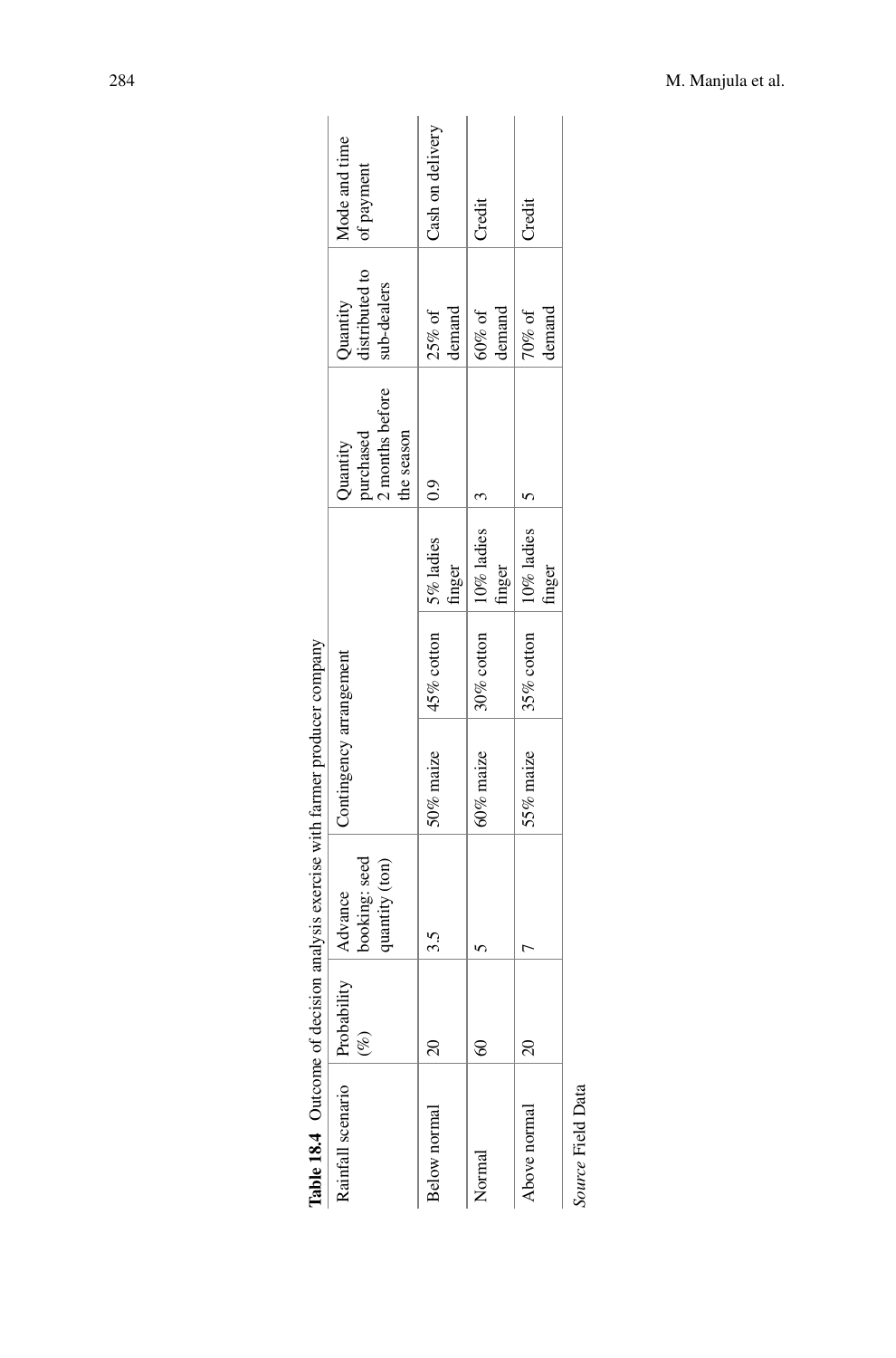**Table 18.4** Outcome of decision analysis exercise with farmer producer company

| Rainfall scenario | Probability (%) | Advance booking: seed quantity (ton) | Contingency arrangement | | | Quantity purchased 2 months before the season | Quantity distributed to sub-dealers | Mode and time of payment |
|---|---|---|---|---|---|---|---|---|
| Below normal | 20 | 3.5 | 50% maize | 45% cotton | 5% ladies finger | 0.9 | 25% of demand | Cash on delivery |
| Normal | 60 | 5 | 60% maize | 30% cotton | 10% ladies finger | 3 | 60% of demand | Credit |
| Above normal | 20 | 7 | 55% maize | 35% cotton | 10% ladies finger | 5 | 70% of demand | Credit |

*Source* Field Data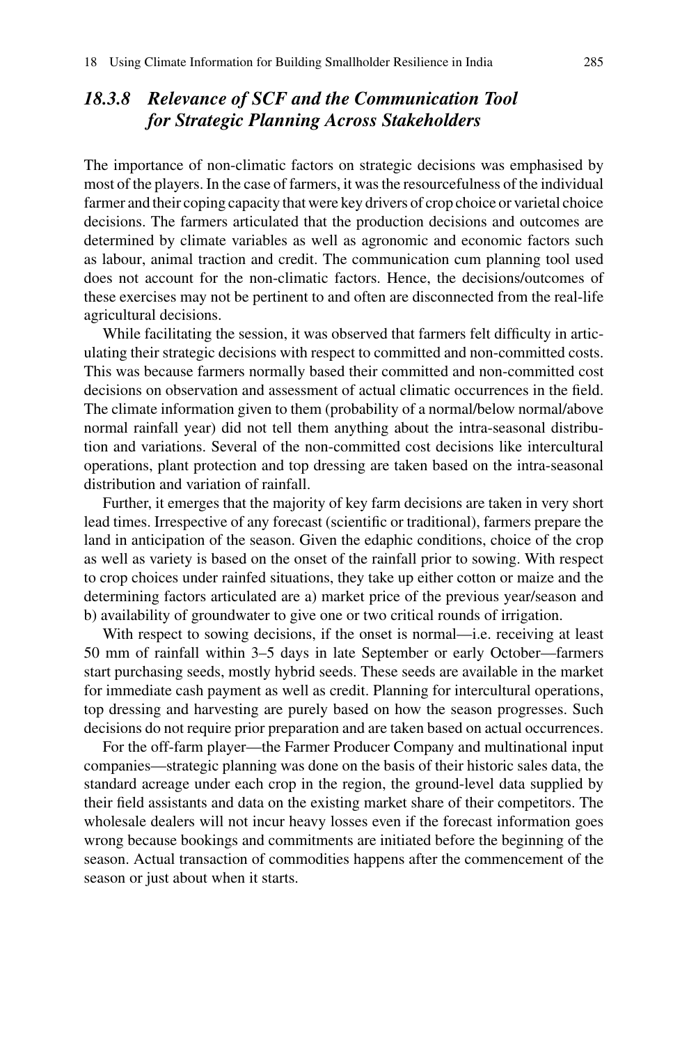### *18.3.8 Relevance of SCF and the Communication Tool for Strategic Planning Across Stakeholders*

The importance of non-climatic factors on strategic decisions was emphasised by most of the players. In the case of farmers, it was the resourcefulness of the individual farmer and their coping capacity that were key drivers of crop choice or varietal choice decisions. The farmers articulated that the production decisions and outcomes are determined by climate variables as well as agronomic and economic factors such as labour, animal traction and credit. The communication cum planning tool used does not account for the non-climatic factors. Hence, the decisions/outcomes of these exercises may not be pertinent to and often are disconnected from the real-life agricultural decisions.

While facilitating the session, it was observed that farmers felt difficulty in articulating their strategic decisions with respect to committed and non-committed costs. This was because farmers normally based their committed and non-committed cost decisions on observation and assessment of actual climatic occurrences in the field. The climate information given to them (probability of a normal/below normal/above normal rainfall year) did not tell them anything about the intra-seasonal distribution and variations. Several of the non-committed cost decisions like intercultural operations, plant protection and top dressing are taken based on the intra-seasonal distribution and variation of rainfall.

Further, it emerges that the majority of key farm decisions are taken in very short lead times. Irrespective of any forecast (scientific or traditional), farmers prepare the land in anticipation of the season. Given the edaphic conditions, choice of the crop as well as variety is based on the onset of the rainfall prior to sowing. With respect to crop choices under rainfed situations, they take up either cotton or maize and the determining factors articulated are a) market price of the previous year/season and b) availability of groundwater to give one or two critical rounds of irrigation.

With respect to sowing decisions, if the onset is normal—i.e. receiving at least 50 mm of rainfall within 3–5 days in late September or early October—farmers start purchasing seeds, mostly hybrid seeds. These seeds are available in the market for immediate cash payment as well as credit. Planning for intercultural operations, top dressing and harvesting are purely based on how the season progresses. Such decisions do not require prior preparation and are taken based on actual occurrences.

For the off-farm player—the Farmer Producer Company and multinational input companies—strategic planning was done on the basis of their historic sales data, the standard acreage under each crop in the region, the ground-level data supplied by their field assistants and data on the existing market share of their competitors. The wholesale dealers will not incur heavy losses even if the forecast information goes wrong because bookings and commitments are initiated before the beginning of the season. Actual transaction of commodities happens after the commencement of the season or just about when it starts.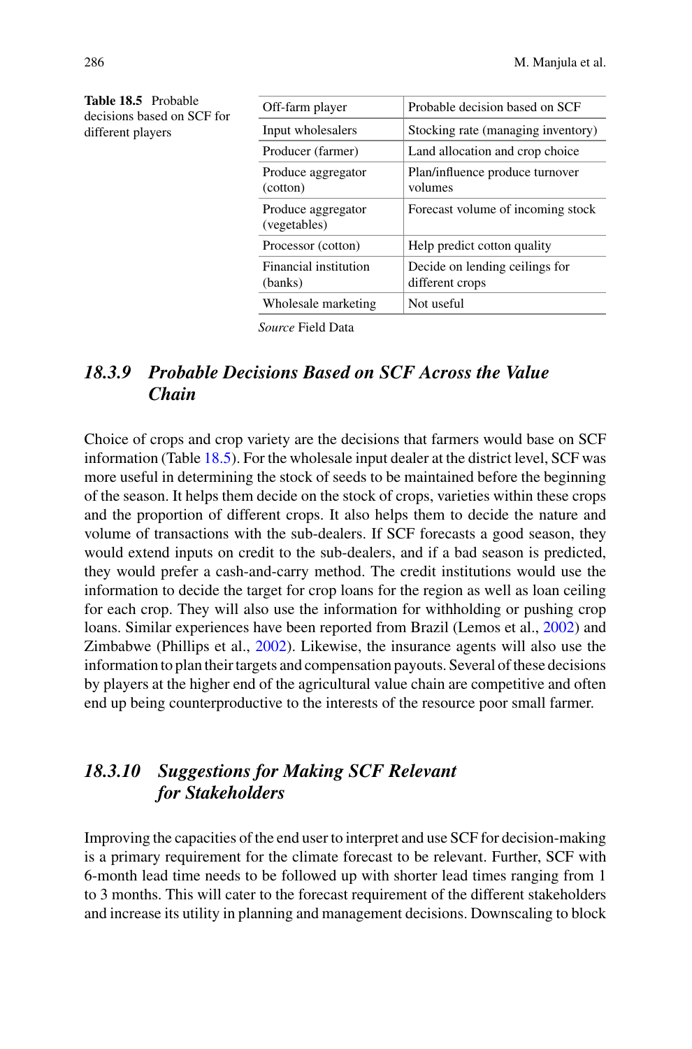**Table 18.5** Probable decisions based on SCF for different players

| Off-farm player | Probable decision based on SCF |
| --- | --- |
| Input wholesalers | Stocking rate (managing inventory) |
| Producer (farmer) | Land allocation and crop choice |
| Produce aggregator (cotton) | Plan/influence produce turnover volumes |
| Produce aggregator (vegetables) | Forecast volume of incoming stock |
| Processor (cotton) | Help predict cotton quality |
| Financial institution (banks) | Decide on lending ceilings for different crops |
| Wholesale marketing | Not useful |

*Source* Field Data

### *18.3.9 Probable Decisions Based on SCF Across the Value Chain*

Choice of crops and crop variety are the decisions that farmers would base on SCF information (Table 18.5). For the wholesale input dealer at the district level, SCF was more useful in determining the stock of seeds to be maintained before the beginning of the season. It helps them decide on the stock of crops, varieties within these crops and the proportion of different crops. It also helps them to decide the nature and volume of transactions with the sub-dealers. If SCF forecasts a good season, they would extend inputs on credit to the sub-dealers, and if a bad season is predicted, they would prefer a cash-and-carry method. The credit institutions would use the information to decide the target for crop loans for the region as well as loan ceiling for each crop. They will also use the information for withholding or pushing crop loans. Similar experiences have been reported from Brazil (Lemos et al., 2002) and Zimbabwe (Phillips et al., 2002). Likewise, the insurance agents will also use the information to plan their targets and compensation payouts. Several of these decisions by players at the higher end of the agricultural value chain are competitive and often end up being counterproductive to the interests of the resource poor small farmer.

### *18.3.10 Suggestions for Making SCF Relevant for Stakeholders*

Improving the capacities of the end user to interpret and use SCF for decision-making is a primary requirement for the climate forecast to be relevant. Further, SCF with 6-month lead time needs to be followed up with shorter lead times ranging from 1 to 3 months. This will cater to the forecast requirement of the different stakeholders and increase its utility in planning and management decisions. Downscaling to block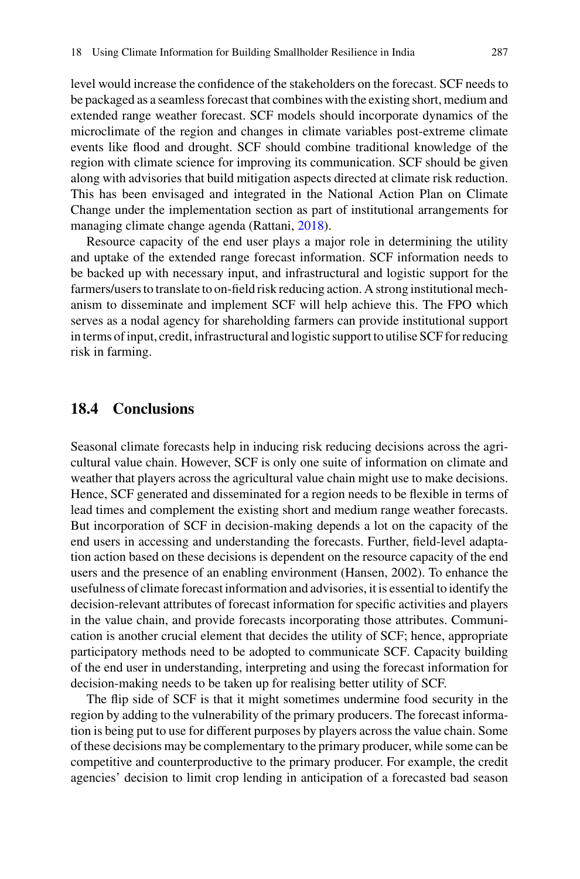level would increase the confidence of the stakeholders on the forecast. SCF needs to be packaged as a seamless forecast that combines with the existing short, medium and extended range weather forecast. SCF models should incorporate dynamics of the microclimate of the region and changes in climate variables post-extreme climate events like flood and drought. SCF should combine traditional knowledge of the region with climate science for improving its communication. SCF should be given along with advisories that build mitigation aspects directed at climate risk reduction. This has been envisaged and integrated in the National Action Plan on Climate Change under the implementation section as part of institutional arrangements for managing climate change agenda (Rattani, 2018).

Resource capacity of the end user plays a major role in determining the utility and uptake of the extended range forecast information. SCF information needs to be backed up with necessary input, and infrastructural and logistic support for the farmers/users to translate to on-field risk reducing action. A strong institutional mechanism to disseminate and implement SCF will help achieve this. The FPO which serves as a nodal agency for shareholding farmers can provide institutional support in terms of input, credit, infrastructural and logistic support to utilise SCF for reducing risk in farming.

## 18.4 Conclusions

Seasonal climate forecasts help in inducing risk reducing decisions across the agricultural value chain. However, SCF is only one suite of information on climate and weather that players across the agricultural value chain might use to make decisions. Hence, SCF generated and disseminated for a region needs to be flexible in terms of lead times and complement the existing short and medium range weather forecasts. But incorporation of SCF in decision-making depends a lot on the capacity of the end users in accessing and understanding the forecasts. Further, field-level adaptation action based on these decisions is dependent on the resource capacity of the end users and the presence of an enabling environment (Hansen, 2002). To enhance the usefulness of climate forecast information and advisories, it is essential to identify the decision-relevant attributes of forecast information for specific activities and players in the value chain, and provide forecasts incorporating those attributes. Communication is another crucial element that decides the utility of SCF; hence, appropriate participatory methods need to be adopted to communicate SCF. Capacity building of the end user in understanding, interpreting and using the forecast information for decision-making needs to be taken up for realising better utility of SCF.

The flip side of SCF is that it might sometimes undermine food security in the region by adding to the vulnerability of the primary producers. The forecast information is being put to use for different purposes by players across the value chain. Some of these decisions may be complementary to the primary producer, while some can be competitive and counterproductive to the primary producer. For example, the credit agencies' decision to limit crop lending in anticipation of a forecasted bad season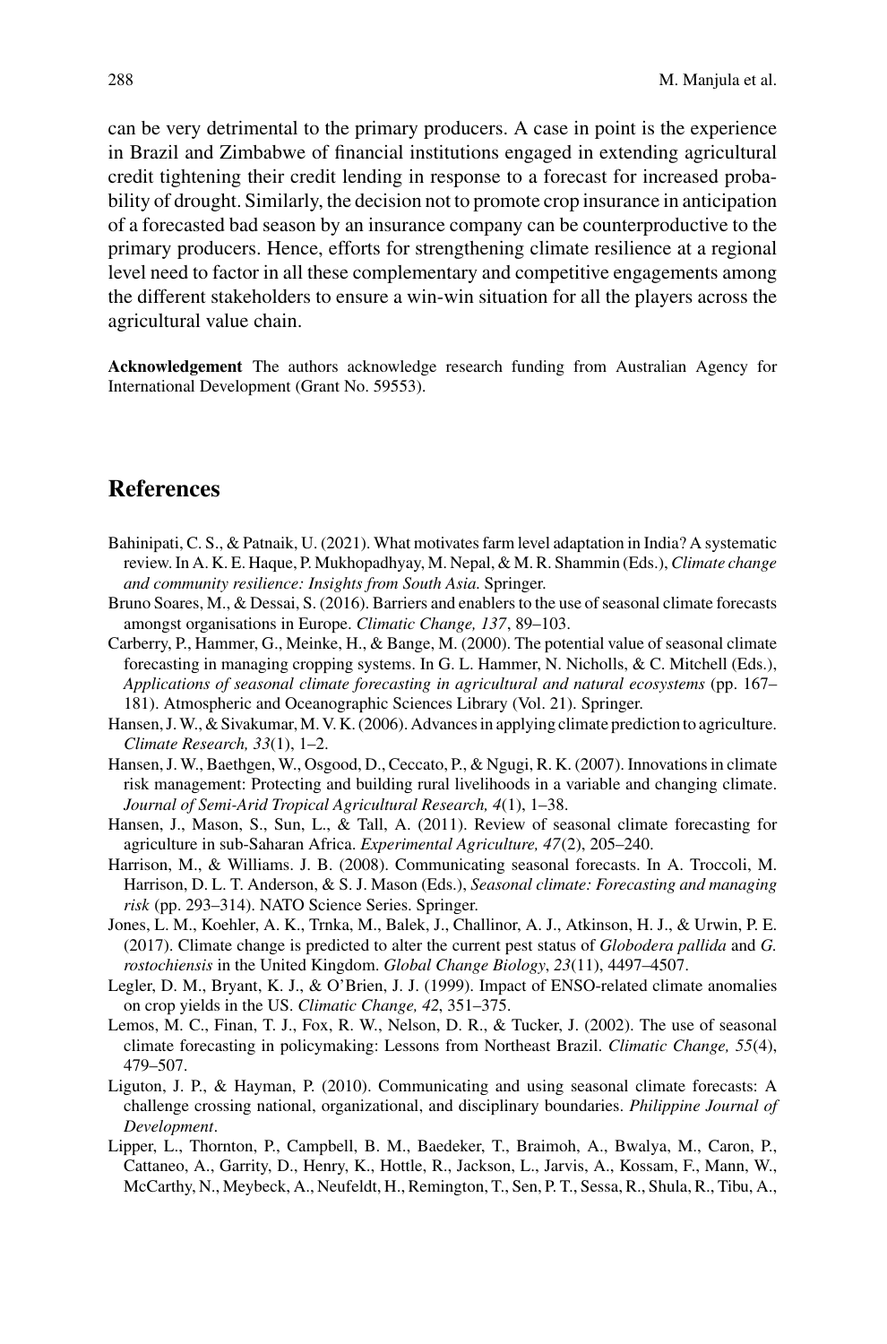can be very detrimental to the primary producers. A case in point is the experience in Brazil and Zimbabwe of financial institutions engaged in extending agricultural credit tightening their credit lending in response to a forecast for increased probability of drought. Similarly, the decision not to promote crop insurance in anticipation of a forecasted bad season by an insurance company can be counterproductive to the primary producers. Hence, efforts for strengthening climate resilience at a regional level need to factor in all these complementary and competitive engagements among the different stakeholders to ensure a win-win situation for all the players across the agricultural value chain.

**Acknowledgement** The authors acknowledge research funding from Australian Agency for International Development (Grant No. 59553).

## References

Bahinipati, C. S., & Patnaik, U. (2021). What motivates farm level adaptation in India? A systematic review. In A. K. E. Haque, P. Mukhopadhyay, M. Nepal, & M. R. Shammin (Eds.), *Climate change and community resilience: Insights from South Asia*. Springer.

Bruno Soares, M., & Dessai, S. (2016). Barriers and enablers to the use of seasonal climate forecasts amongst organisations in Europe. *Climatic Change, 137*, 89–103.

Carberry, P., Hammer, G., Meinke, H., & Bange, M. (2000). The potential value of seasonal climate forecasting in managing cropping systems. In G. L. Hammer, N. Nicholls, & C. Mitchell (Eds.), *Applications of seasonal climate forecasting in agricultural and natural ecosystems* (pp. 167–181). Atmospheric and Oceanographic Sciences Library (Vol. 21). Springer.

Hansen, J. W., & Sivakumar, M. V. K. (2006). Advances in applying climate prediction to agriculture. *Climate Research, 33*(1), 1–2.

Hansen, J. W., Baethgen, W., Osgood, D., Ceccato, P., & Ngugi, R. K. (2007). Innovations in climate risk management: Protecting and building rural livelihoods in a variable and changing climate. *Journal of Semi-Arid Tropical Agricultural Research, 4*(1), 1–38.

Hansen, J., Mason, S., Sun, L., & Tall, A. (2011). Review of seasonal climate forecasting for agriculture in sub-Saharan Africa. *Experimental Agriculture, 47*(2), 205–240.

Harrison, M., & Williams. J. B. (2008). Communicating seasonal forecasts. In A. Troccoli, M. Harrison, D. L. T. Anderson, & S. J. Mason (Eds.), *Seasonal climate: Forecasting and managing risk* (pp. 293–314). NATO Science Series. Springer.

Jones, L. M., Koehler, A. K., Trnka, M., Balek, J., Challinor, A. J., Atkinson, H. J., & Urwin, P. E. (2017). Climate change is predicted to alter the current pest status of *Globodera pallida* and *G. rostochiensis* in the United Kingdom. *Global Change Biology*, *23*(11), 4497–4507.

Legler, D. M., Bryant, K. J., & O'Brien, J. J. (1999). Impact of ENSO-related climate anomalies on crop yields in the US. *Climatic Change, 42*, 351–375.

Lemos, M. C., Finan, T. J., Fox, R. W., Nelson, D. R., & Tucker, J. (2002). The use of seasonal climate forecasting in policymaking: Lessons from Northeast Brazil. *Climatic Change, 55*(4), 479–507.

Liguton, J. P., & Hayman, P. (2010). Communicating and using seasonal climate forecasts: A challenge crossing national, organizational, and disciplinary boundaries. *Philippine Journal of Development*.

Lipper, L., Thornton, P., Campbell, B. M., Baedeker, T., Braimoh, A., Bwalya, M., Caron, P., Cattaneo, A., Garrity, D., Henry, K., Hottle, R., Jackson, L., Jarvis, A., Kossam, F., Mann, W., McCarthy, N., Meybeck, A., Neufeldt, H., Remington, T., Sen, P. T., Sessa, R., Shula, R., Tibu, A.,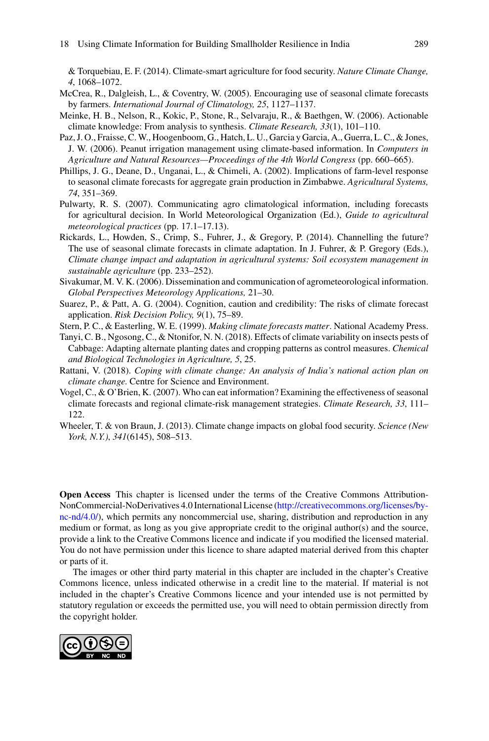& Torquebiau, E. F. (2014). Climate-smart agriculture for food security. *Nature Climate Change, 4*, 1068–1072.

McCrea, R., Dalgleish, L., & Coventry, W. (2005). Encouraging use of seasonal climate forecasts by farmers. *International Journal of Climatology, 25*, 1127–1137.

Meinke, H. B., Nelson, R., Kokic, P., Stone, R., Selvaraju, R., & Baethgen, W. (2006). Actionable climate knowledge: From analysis to synthesis. *Climate Research, 33*(1), 101–110.

Paz, J. O., Fraisse, C. W., Hoogenboom, G., Hatch, L. U., Garcia y Garcia, A., Guerra, L. C., & Jones, J. W. (2006). Peanut irrigation management using climate-based information. In *Computers in Agriculture and Natural Resources—Proceedings of the 4th World Congress* (pp. 660–665).

Phillips, J. G., Deane, D., Unganai, L., & Chimeli, A. (2002). Implications of farm-level response to seasonal climate forecasts for aggregate grain production in Zimbabwe. *Agricultural Systems, 74*, 351–369.

Pulwarty, R. S. (2007). Communicating agro climatological information, including forecasts for agricultural decision. In World Meteorological Organization (Ed.), *Guide to agricultural meteorological practices* (pp. 17.1–17.13).

Rickards, L., Howden, S., Crimp, S., Fuhrer, J., & Gregory, P. (2014). Channelling the future? The use of seasonal climate forecasts in climate adaptation. In J. Fuhrer, & P. Gregory (Eds.), *Climate change impact and adaptation in agricultural systems: Soil ecosystem management in sustainable agriculture* (pp. 233–252).

Sivakumar, M. V. K. (2006). Dissemination and communication of agrometeorological information. *Global Perspectives Meteorology Applications,* 21–30.

Suarez, P., & Patt, A. G. (2004). Cognition, caution and credibility: The risks of climate forecast application. *Risk Decision Policy, 9*(1), 75–89.

Stern, P. C., & Easterling, W. E. (1999). *Making climate forecasts matter*. National Academy Press.

Tanyi, C. B., Ngosong, C., & Ntonifor, N. N. (2018). Effects of climate variability on insects pests of Cabbage: Adapting alternate planting dates and cropping patterns as control measures. *Chemical and Biological Technologies in Agriculture, 5*, 25.

Rattani, V. (2018). *Coping with climate change: An analysis of India's national action plan on climate change.* Centre for Science and Environment.

Vogel, C., & O'Brien, K. (2007). Who can eat information? Examining the effectiveness of seasonal climate forecasts and regional climate-risk management strategies. *Climate Research, 33*, 111–122.

Wheeler, T. & von Braun, J. (2013). Climate change impacts on global food security. *Science (New York, N.Y.)*, *341*(6145), 508–513.

**Open Access** This chapter is licensed under the terms of the Creative Commons Attribution-NonCommercial-NoDerivatives 4.0 International License (http://creativecommons.org/licenses/by-nc-nd/4.0/), which permits any noncommercial use, sharing, distribution and reproduction in any medium or format, as long as you give appropriate credit to the original author(s) and the source, provide a link to the Creative Commons licence and indicate if you modified the licensed material. You do not have permission under this licence to share adapted material derived from this chapter or parts of it.

The images or other third party material in this chapter are included in the chapter's Creative Commons licence, unless indicated otherwise in a credit line to the material. If material is not included in the chapter's Creative Commons licence and your intended use is not permitted by statutory regulation or exceeds the permitted use, you will need to obtain permission directly from the copyright holder.